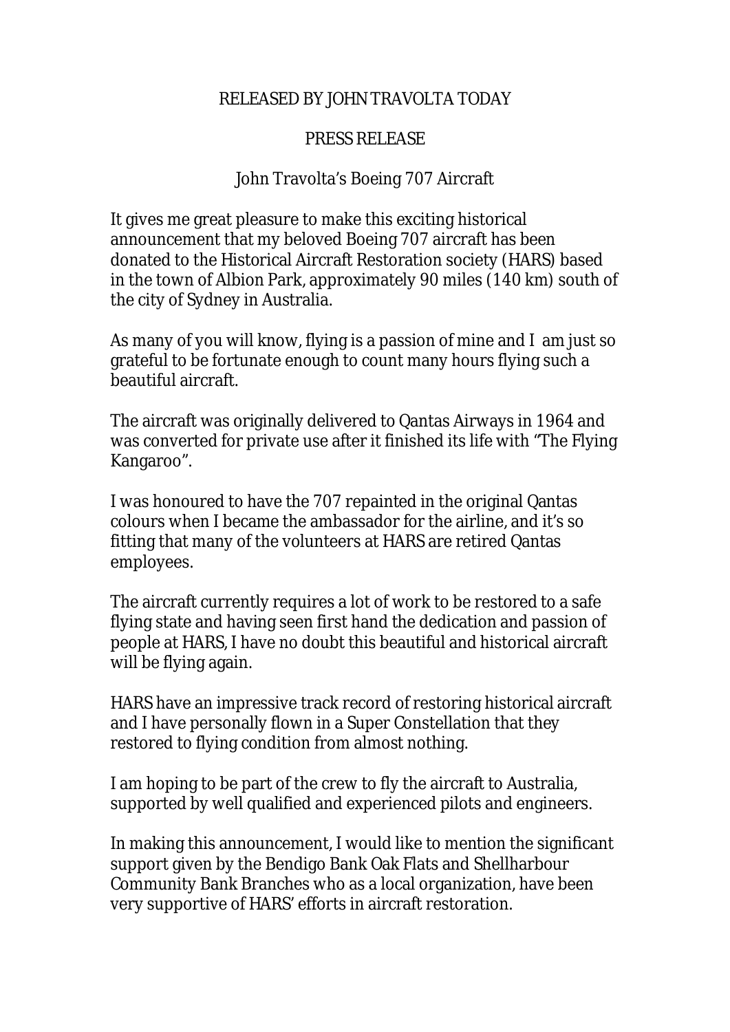RELEASED BY JOHN TRAVOLTA TODAY

# PRESS RELEASE

## John Travolta's Boeing 707 Aircraft

It gives me great pleasure to make this exciting historical announcement that my beloved Boeing 707 aircraft has been donated to the Historical Aircraft Restoration society (HARS) based in the town of Albion Park, approximately 90 miles (140 km) south of the city of Sydney in Australia.

As many of you will know, flying is a passion of mine and I am just so grateful to be fortunate enough to count many hours flying such a beautiful aircraft.

The aircraft was originally delivered to Qantas Airways in 1964 and was converted for private use after it finished its life with "The Flying Kangaroo".

I was honoured to have the 707 repainted in the original Qantas colours when I became the ambassador for the airline, and it's so fitting that many of the volunteers at HARS are retired Qantas employees.

The aircraft currently requires a lot of work to be restored to a safe flying state and having seen first hand the dedication and passion of people at HARS, I have no doubt this beautiful and historical aircraft will be flying again.

HARS have an impressive track record of restoring historical aircraft and I have personally flown in a Super Constellation that they restored to flying condition from almost nothing.

I am hoping to be part of the crew to fly the aircraft to Australia, supported by well qualified and experienced pilots and engineers.

In making this announcement, I would like to mention the significant support given by the Bendigo Bank Oak Flats and Shellharbour Community Bank Branches who as a local organization, have been very supportive of HARS' efforts in aircraft restoration.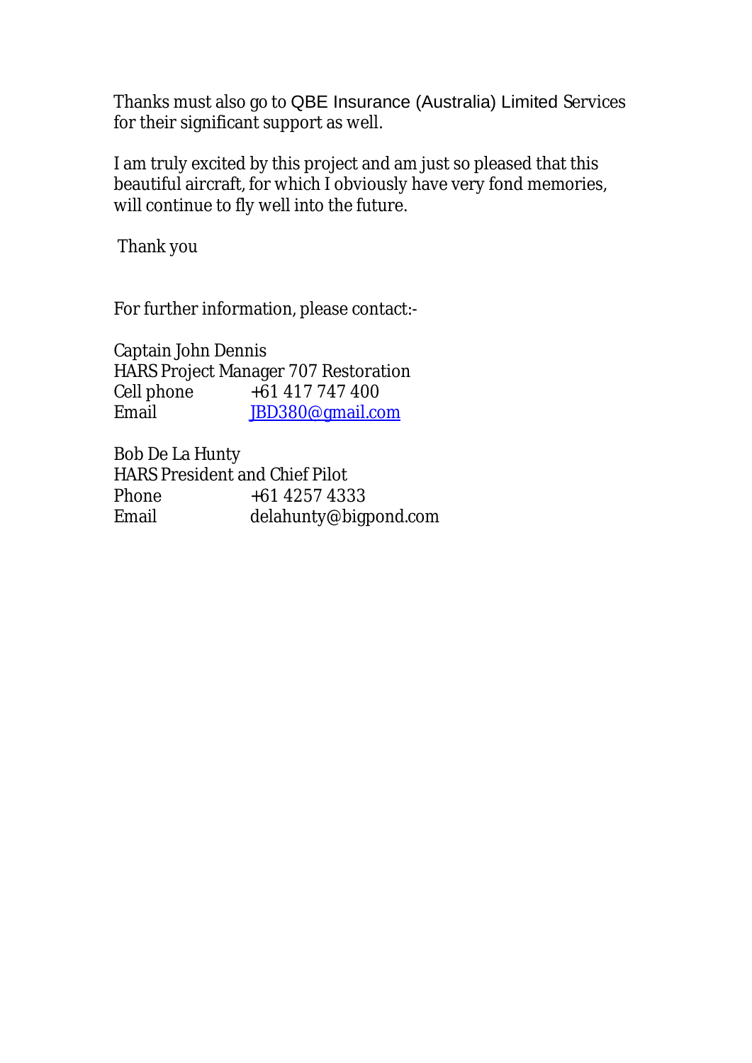Thanks must also go to QBE Insurance (Australia) Limited Services for their significant support as well.

I am truly excited by this project and am just so pleased that this beautiful aircraft, for which I obviously have very fond memories, will continue to fly well into the future.

Thank you

For further information, please contact:-

Captain John Dennis  
HARS Project Manager 707 Restoration  
Cell phone +61 417 747 400  
Email JBD380@gmail.com

Bob De La Hunty  
HARS President and Chief Pilot  
Phone +61 4257 4333  
Email delahunty@bigpond.com